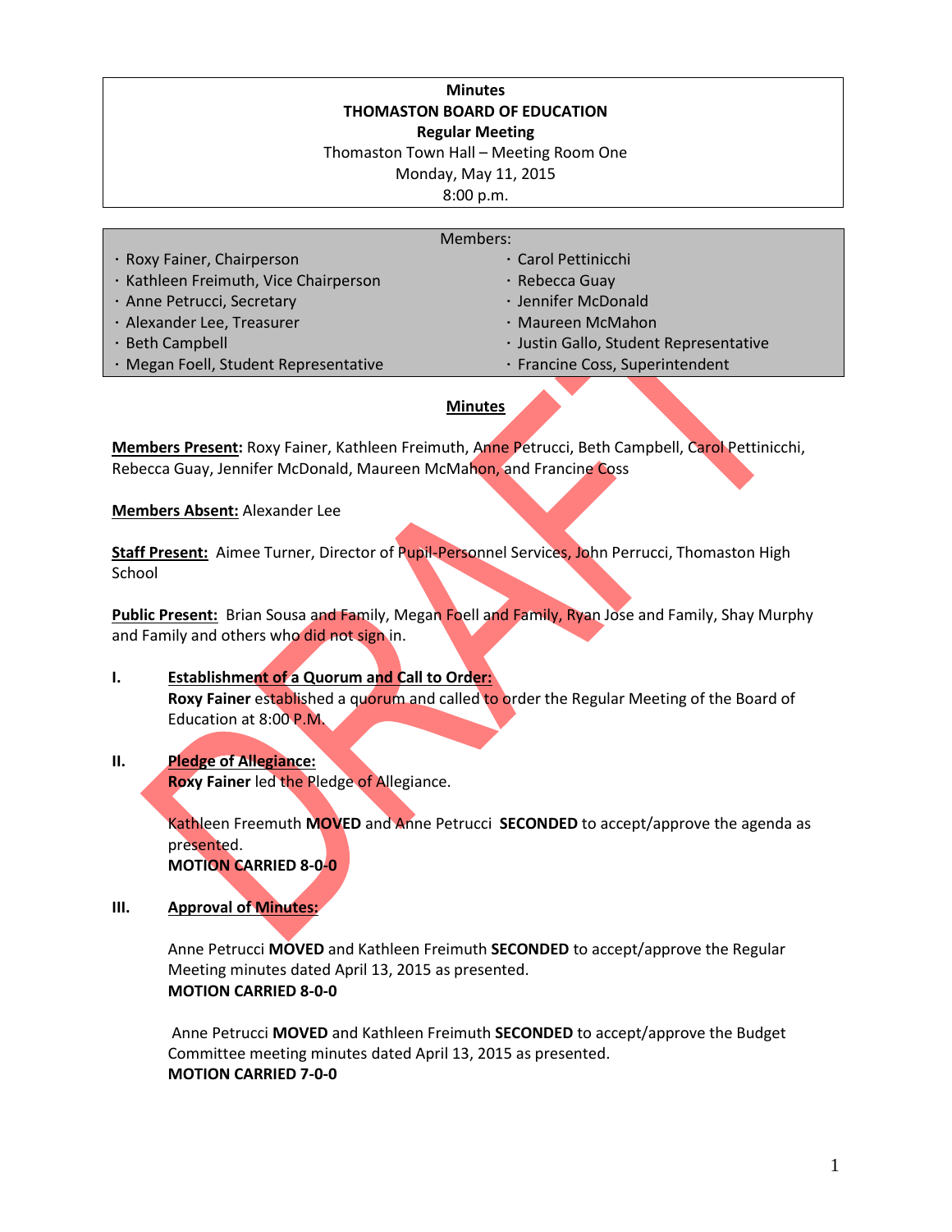**Minutes**
**THOMASTON BOARD OF EDUCATION**
**Regular Meeting**
Thomaston Town Hall – Meeting Room One
Monday, May 11, 2015
8:00 p.m.

Members:

- Roxy Fainer, Chairperson
- Kathleen Freimuth, Vice Chairperson
- Anne Petrucci, Secretary
- Alexander Lee, Treasurer
- Beth Campbell
- Megan Foell, Student Representative
- Carol Pettinicchi
- Rebecca Guay
- Jennifer McDonald
- Maureen McMahon
- Justin Gallo, Student Representative
- Francine Coss, Superintendent

## Minutes

**Members Present:** Roxy Fainer, Kathleen Freimuth, Anne Petrucci, Beth Campbell, Carol Pettinicchi, Rebecca Guay, Jennifer McDonald, Maureen McMahon, and Francine Coss

**Members Absent:** Alexander Lee

**Staff Present:** Aimee Turner, Director of Pupil-Personnel Services, John Perrucci, Thomaston High School

**Public Present:** Brian Sousa and Family, Megan Foell and Family, Ryan Jose and Family, Shay Murphy and Family and others who did not sign in.

**I. Establishment of a Quorum and Call to Order:**

**Roxy Fainer** established a quorum and called to order the Regular Meeting of the Board of Education at 8:00 P.M.

**II. Pledge of Allegiance:**

**Roxy Fainer** led the Pledge of Allegiance.

Kathleen Freemuth **MOVED** and Anne Petrucci **SECONDED** to accept/approve the agenda as presented.
**MOTION CARRIED 8-0-0**

**III. Approval of Minutes:**

Anne Petrucci **MOVED** and Kathleen Freimuth **SECONDED** to accept/approve the Regular Meeting minutes dated April 13, 2015 as presented.
**MOTION CARRIED 8-0-0**

Anne Petrucci **MOVED** and Kathleen Freimuth **SECONDED** to accept/approve the Budget Committee meeting minutes dated April 13, 2015 as presented.
**MOTION CARRIED 7-0-0**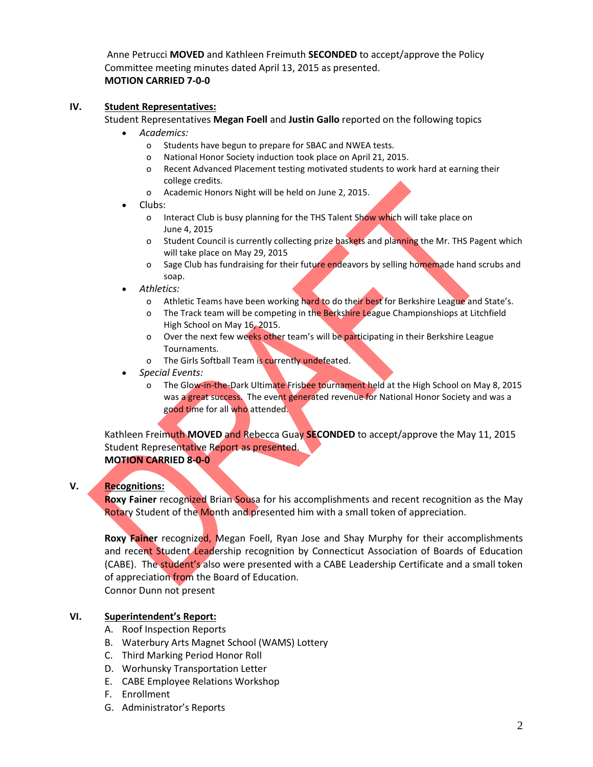Anne Petrucci **MOVED** and Kathleen Freimuth **SECONDED** to accept/approve the Policy Committee meeting minutes dated April 13, 2015 as presented.
**MOTION CARRIED 7-0-0**

## IV. Student Representatives:

Student Representatives **Megan Foell** and **Justin Gallo** reported on the following topics

- *Academics:*
  - Students have begun to prepare for SBAC and NWEA tests.
  - National Honor Society induction took place on April 21, 2015.
  - Recent Advanced Placement testing motivated students to work hard at earning their college credits.
  - Academic Honors Night will be held on June 2, 2015.
- Clubs:
  - Interact Club is busy planning for the THS Talent Show which will take place on June 4, 2015
  - Student Council is currently collecting prize baskets and planning the Mr. THS Pagent which will take place on May 29, 2015
  - Sage Club has fundraising for their future endeavors by selling homemade hand scrubs and soap.
- *Athletics:*
  - Athletic Teams have been working hard to do their best for Berkshire League and State's.
  - The Track team will be competing in the Berkshire League Championshiops at Litchfield High School on May 16, 2015.
  - Over the next few weeks other team's will be participating in their Berkshire League Tournaments.
  - The Girls Softball Team is currently undefeated.
- *Special Events:*
  - The Glow-in-the-Dark Ultimate Frisbee tournament held at the High School on May 8, 2015 was a great success. The event generated revenue for National Honor Society and was a good time for all who attended.

Kathleen Freimuth **MOVED** and Rebecca Guay **SECONDED** to accept/approve the May 11, 2015 Student Representative Report as presented.
**MOTION CARRIED 8-0-0**

## V. Recognitions:

**Roxy Fainer** recognized Brian Sousa for his accomplishments and recent recognition as the May Rotary Student of the Month and presented him with a small token of appreciation.

**Roxy Fainer** recognized, Megan Foell, Ryan Jose and Shay Murphy for their accomplishments and recent Student Leadership recognition by Connecticut Association of Boards of Education (CABE). The student's also were presented with a CABE Leadership Certificate and a small token of appreciation from the Board of Education.
Connor Dunn not present

## VI. Superintendent's Report:

A. Roof Inspection Reports
B. Waterbury Arts Magnet School (WAMS) Lottery
C. Third Marking Period Honor Roll
D. Worhunsky Transportation Letter
E. CABE Employee Relations Workshop
F. Enrollment
G. Administrator's Reports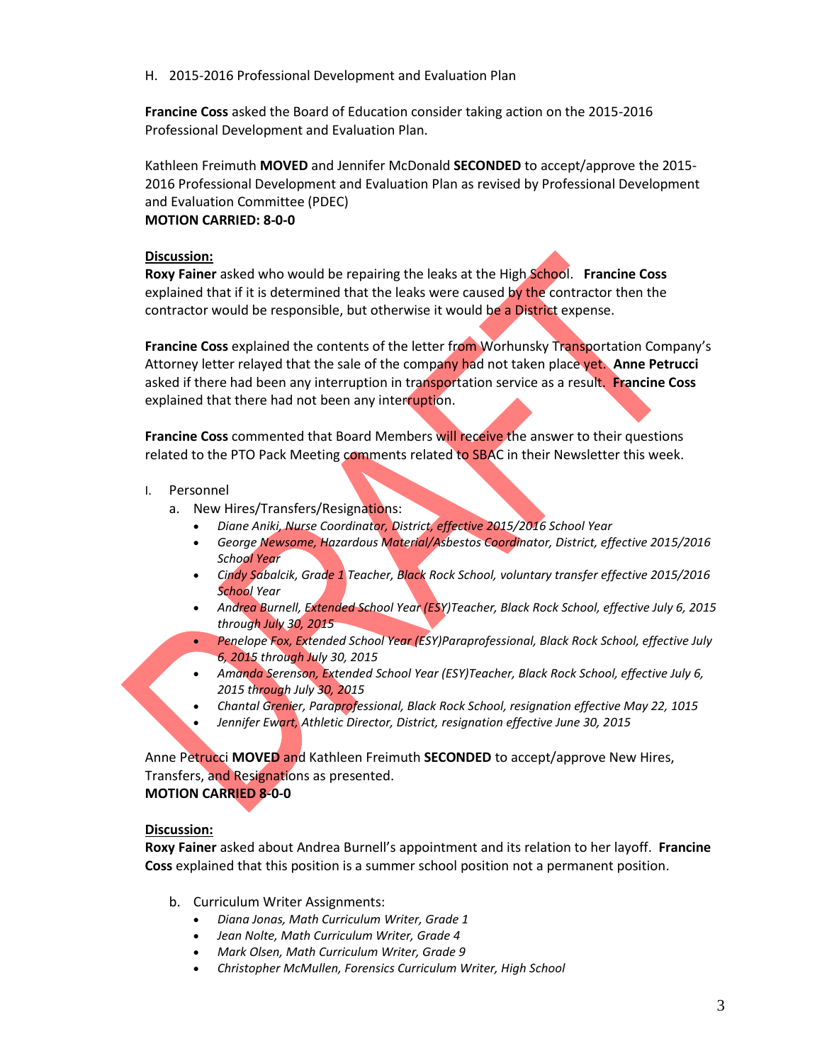H. 2015-2016 Professional Development and Evaluation Plan

**Francine Coss** asked the Board of Education consider taking action on the 2015-2016 Professional Development and Evaluation Plan.

Kathleen Freimuth **MOVED** and Jennifer McDonald **SECONDED** to accept/approve the 2015-2016 Professional Development and Evaluation Plan as revised by Professional Development and Evaluation Committee (PDEC)
**MOTION CARRIED: 8-0-0**

**Discussion:**
**Roxy Fainer** asked who would be repairing the leaks at the High School. **Francine Coss** explained that if it is determined that the leaks were caused by the contractor then the contractor would be responsible, but otherwise it would be a District expense.

**Francine Coss** explained the contents of the letter from Worhunsky Transportation Company's Attorney letter relayed that the sale of the company had not taken place yet. **Anne Petrucci** asked if there had been any interruption in transportation service as a result. **Francine Coss** explained that there had not been any interruption.

**Francine Coss** commented that Board Members will receive the answer to their questions related to the PTO Pack Meeting comments related to SBAC in their Newsletter this week.

I. Personnel
   a. New Hires/Transfers/Resignations:
      - *Diane Aniki, Nurse Coordinator, District, effective 2015/2016 School Year*
      - *George Newsome, Hazardous Material/Asbestos Coordinator, District, effective 2015/2016 School Year*
      - *Cindy Sabalcik, Grade 1 Teacher, Black Rock School, voluntary transfer effective 2015/2016 School Year*
      - *Andrea Burnell, Extended School Year (ESY)Teacher, Black Rock School, effective July 6, 2015 through July 30, 2015*
      - *Penelope Fox, Extended School Year (ESY)Paraprofessional, Black Rock School, effective July 6, 2015 through July 30, 2015*
      - *Amanda Serenson, Extended School Year (ESY)Teacher, Black Rock School, effective July 6, 2015 through July 30, 2015*
      - *Chantal Grenier, Paraprofessional, Black Rock School, resignation effective May 22, 1015*
      - *Jennifer Ewart, Athletic Director, District, resignation effective June 30, 2015*

Anne Petrucci **MOVED** and Kathleen Freimuth **SECONDED** to accept/approve New Hires, Transfers, and Resignations as presented.
**MOTION CARRIED 8-0-0**

**Discussion:**
**Roxy Fainer** asked about Andrea Burnell's appointment and its relation to her layoff. **Francine Coss** explained that this position is a summer school position not a permanent position.

   b. Curriculum Writer Assignments:
      - *Diana Jonas, Math Curriculum Writer, Grade 1*
      - *Jean Nolte, Math Curriculum Writer, Grade 4*
      - *Mark Olsen, Math Curriculum Writer, Grade 9*
      - *Christopher McMullen, Forensics Curriculum Writer, High School*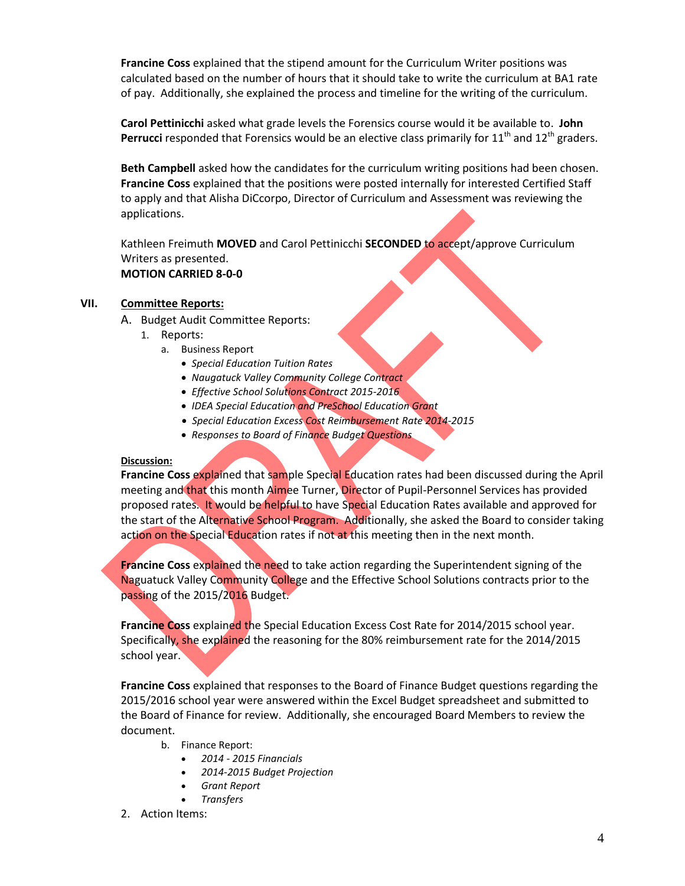**Francine Coss** explained that the stipend amount for the Curriculum Writer positions was calculated based on the number of hours that it should take to write the curriculum at BA1 rate of pay. Additionally, she explained the process and timeline for the writing of the curriculum.

**Carol Pettinicchi** asked what grade levels the Forensics course would it be available to. **John Perrucci** responded that Forensics would be an elective class primarily for 11th and 12th graders.

**Beth Campbell** asked how the candidates for the curriculum writing positions had been chosen. **Francine Coss** explained that the positions were posted internally for interested Certified Staff to apply and that Alisha DiCcorpo, Director of Curriculum and Assessment was reviewing the applications.

Kathleen Freimuth **MOVED** and Carol Pettinicchi **SECONDED** to accept/approve Curriculum Writers as presented.
**MOTION CARRIED 8-0-0**

## VII. Committee Reports:

A. Budget Audit Committee Reports:

1. Reports:
   a. Business Report
      - *Special Education Tuition Rates*
      - *Naugatuck Valley Community College Contract*
      - *Effective School Solutions Contract 2015-2016*
      - *IDEA Special Education and PreSchool Education Grant*
      - *Special Education Excess Cost Reimbursement Rate 2014-2015*
      - *Responses to Board of Finance Budget Questions*

**Discussion:**
**Francine Coss** explained that sample Special Education rates had been discussed during the April meeting and that this month Aimee Turner, Director of Pupil-Personnel Services has provided proposed rates. It would be helpful to have Special Education Rates available and approved for the start of the Alternative School Program. Additionally, she asked the Board to consider taking action on the Special Education rates if not at this meeting then in the next month.

**Francine Coss** explained the need to take action regarding the Superintendent signing of the Naguatuck Valley Community College and the Effective School Solutions contracts prior to the passing of the 2015/2016 Budget.

**Francine Coss** explained the Special Education Excess Cost Rate for 2014/2015 school year. Specifically, she explained the reasoning for the 80% reimbursement rate for the 2014/2015 school year.

**Francine Coss** explained that responses to the Board of Finance Budget questions regarding the 2015/2016 school year were answered within the Excel Budget spreadsheet and submitted to the Board of Finance for review. Additionally, she encouraged Board Members to review the document.

   b. Finance Report:
      - *2014 - 2015 Financials*
      - *2014-2015 Budget Projection*
      - *Grant Report*
      - *Transfers*

2. Action Items: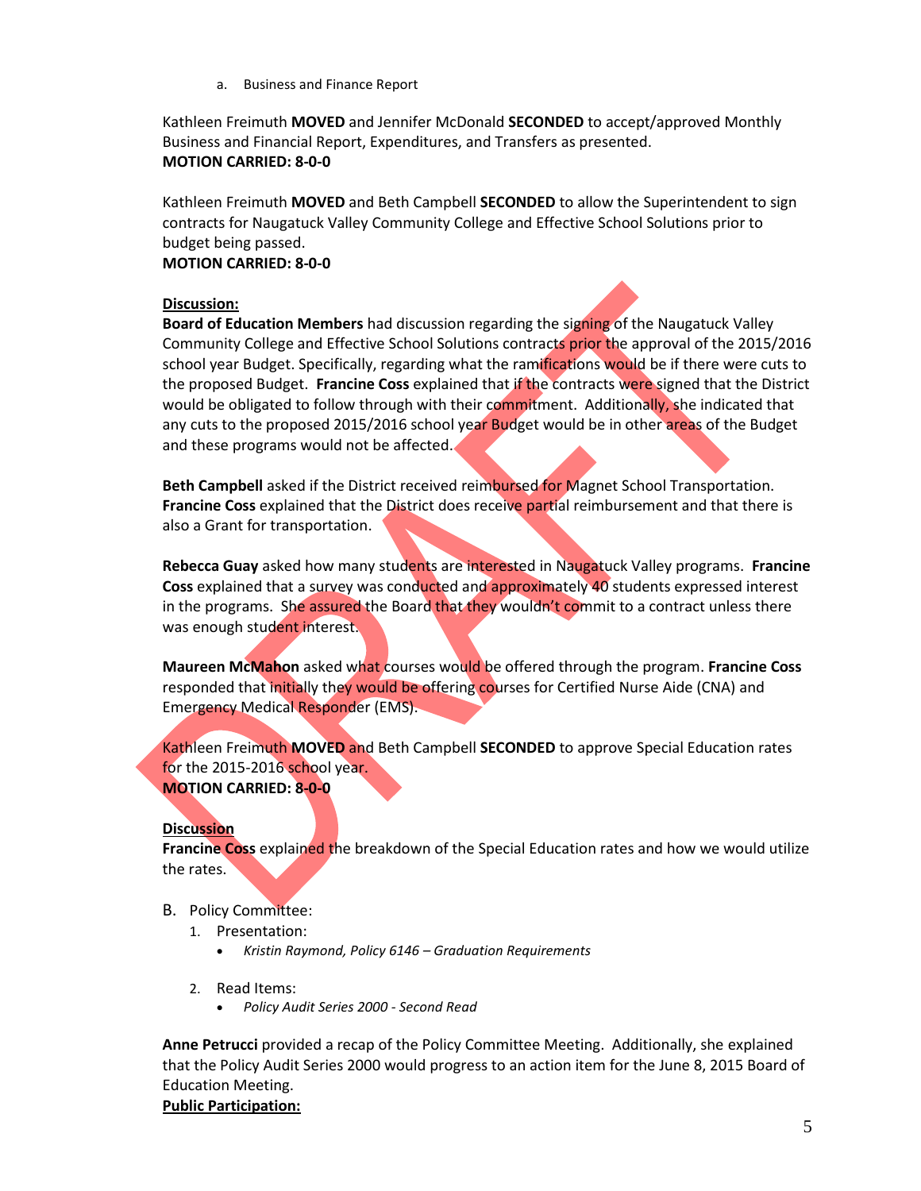a. Business and Finance Report

Kathleen Freimuth **MOVED** and Jennifer McDonald **SECONDED** to accept/approved Monthly Business and Financial Report, Expenditures, and Transfers as presented.
**MOTION CARRIED: 8-0-0**

Kathleen Freimuth **MOVED** and Beth Campbell **SECONDED** to allow the Superintendent to sign contracts for Naugatuck Valley Community College and Effective School Solutions prior to budget being passed.
**MOTION CARRIED: 8-0-0**

**Discussion:**
**Board of Education Members** had discussion regarding the signing of the Naugatuck Valley Community College and Effective School Solutions contracts prior the approval of the 2015/2016 school year Budget. Specifically, regarding what the ramifications would be if there were cuts to the proposed Budget. **Francine Coss** explained that if the contracts were signed that the District would be obligated to follow through with their commitment. Additionally, she indicated that any cuts to the proposed 2015/2016 school year Budget would be in other areas of the Budget and these programs would not be affected.

**Beth Campbell** asked if the District received reimbursed for Magnet School Transportation. **Francine Coss** explained that the District does receive partial reimbursement and that there is also a Grant for transportation.

**Rebecca Guay** asked how many students are interested in Naugatuck Valley programs. **Francine Coss** explained that a survey was conducted and approximately 40 students expressed interest in the programs. She assured the Board that they wouldn't commit to a contract unless there was enough student interest.

**Maureen McMahon** asked what courses would be offered through the program. **Francine Coss** responded that initially they would be offering courses for Certified Nurse Aide (CNA) and Emergency Medical Responder (EMS).

Kathleen Freimuth **MOVED** and Beth Campbell **SECONDED** to approve Special Education rates for the 2015-2016 school year.
**MOTION CARRIED: 8-0-0**

**Discussion**
**Francine Coss** explained the breakdown of the Special Education rates and how we would utilize the rates.

B. Policy Committee:
   1. Presentation:
      - *Kristin Raymond, Policy 6146 – Graduation Requirements*
   2. Read Items:
      - *Policy Audit Series 2000 - Second Read*

**Anne Petrucci** provided a recap of the Policy Committee Meeting. Additionally, she explained that the Policy Audit Series 2000 would progress to an action item for the June 8, 2015 Board of Education Meeting.
**Public Participation:**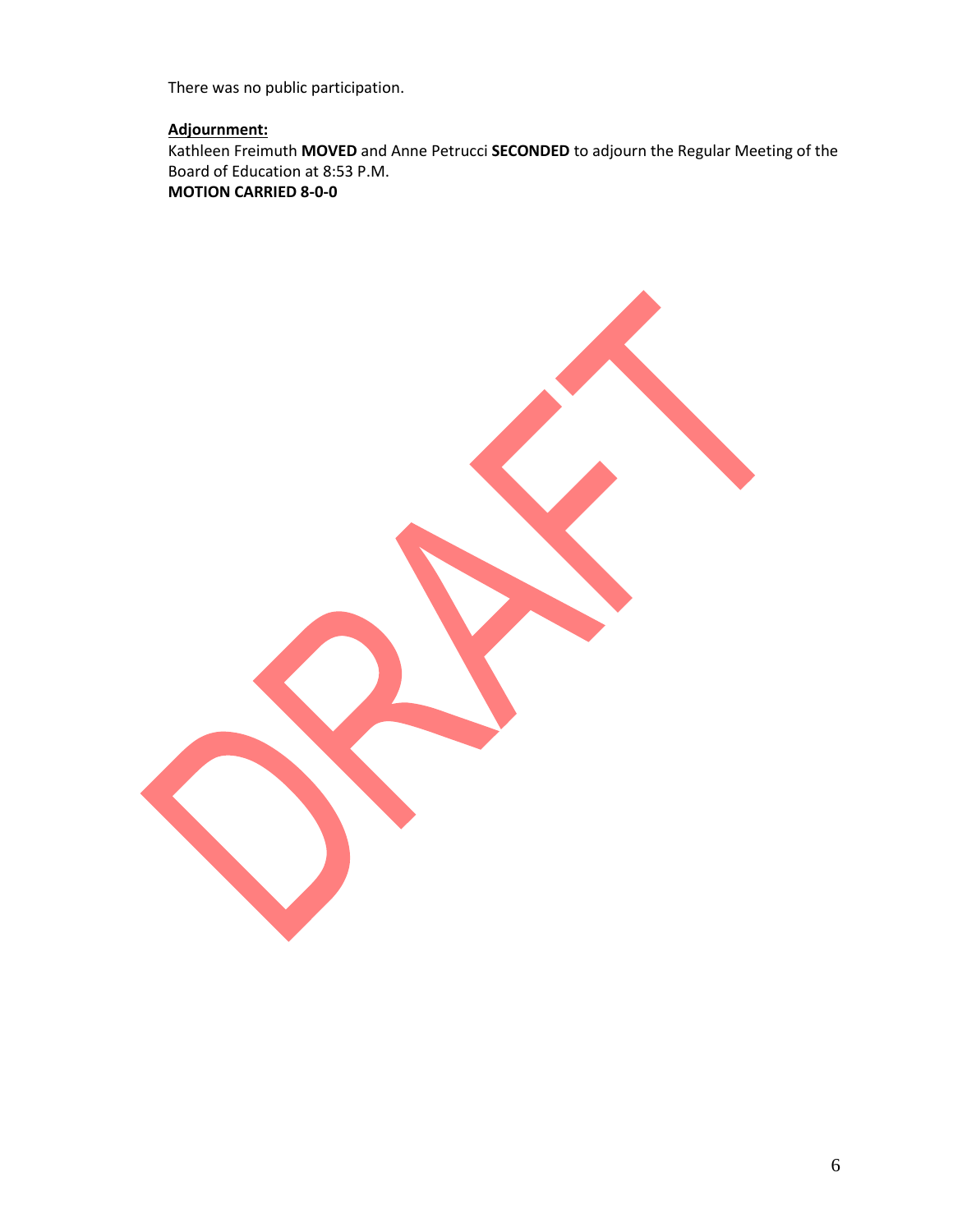There was no public participation.

**Adjournment:**

Kathleen Freimuth **MOVED** and Anne Petrucci **SECONDED** to adjourn the Regular Meeting of the Board of Education at 8:53 P.M.

**MOTION CARRIED 8-0-0**

DRAFT